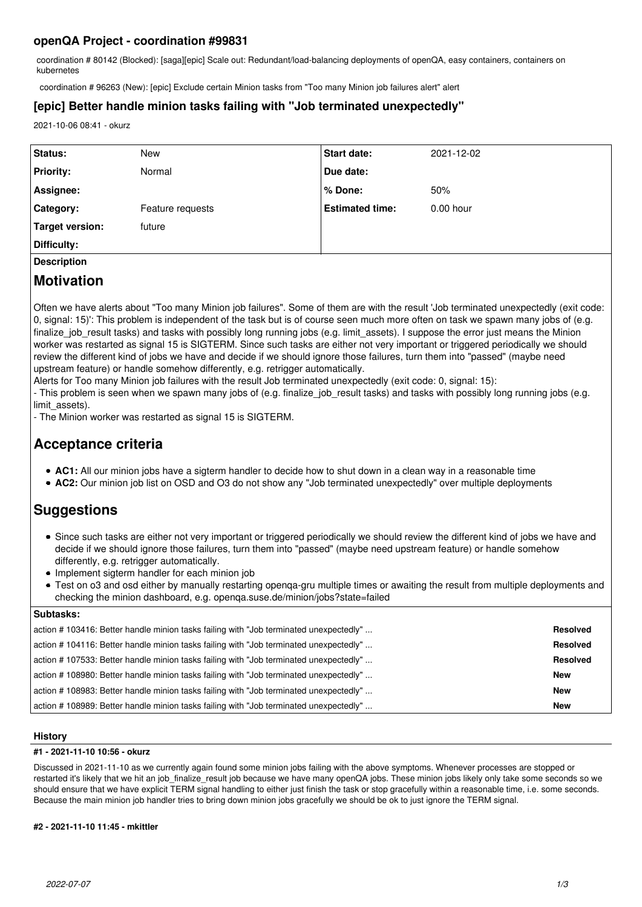# openQA Project - coordination #99831

coordination # 80142 (Blocked): [saga][epic] Scale out: Redundant/load-balancing deployments of openQA, easy containers, containers on kubernetes

coordination # 96263 (New): [epic] Exclude certain Minion tasks from "Too many Minion job failures alert" alert

## [epic] Better handle minion tasks failing with "Job terminated unexpectedly"

2021-10-06 08:41 - okurz

| | | | |
|---|---|---|---|
| **Status:** | New | **Start date:** | 2021-12-02 |
| **Priority:** | Normal | **Due date:** | |
| **Assignee:** | | **% Done:** | 50% |
| **Category:** | Feature requests | **Estimated time:** | 0.00 hour |
| **Target version:** | future | | |
| **Difficulty:** | | | |

**Description**

# Motivation

Often we have alerts about "Too many Minion job failures". Some of them are with the result 'Job terminated unexpectedly (exit code: 0, signal: 15)': This problem is independent of the task but is of course seen much more often on task we spawn many jobs of (e.g. finalize_job_result tasks) and tasks with possibly long running jobs (e.g. limit_assets). I suppose the error just means the Minion worker was restarted as signal 15 is SIGTERM. Since such tasks are either not very important or triggered periodically we should review the different kind of jobs we have and decide if we should ignore those failures, turn them into "passed" (maybe need upstream feature) or handle somehow differently, e.g. retrigger automatically.

Alerts for Too many Minion job failures with the result Job terminated unexpectedly (exit code: 0, signal: 15):

- This problem is seen when we spawn many jobs of (e.g. finalize_job_result tasks) and tasks with possibly long running jobs (e.g. limit_assets).
- The Minion worker was restarted as signal 15 is SIGTERM.

# Acceptance criteria

- **AC1:** All our minion jobs have a sigterm handler to decide how to shut down in a clean way in a reasonable time
- **AC2:** Our minion job list on OSD and O3 do not show any "Job terminated unexpectedly" over multiple deployments

# Suggestions

- Since such tasks are either not very important or triggered periodically we should review the different kind of jobs we have and decide if we should ignore those failures, turn them into "passed" (maybe need upstream feature) or handle somehow differently, e.g. retrigger automatically.
- Implement sigterm handler for each minion job
- Test on o3 and osd either by manually restarting openqa-gru multiple times or awaiting the result from multiple deployments and checking the minion dashboard, e.g. openqa.suse.de/minion/jobs?state=failed

**Subtasks:**

| | |
|---|---|
| action # 103416: Better handle minion tasks failing with "Job terminated unexpectedly" ... | **Resolved** |
| action # 104116: Better handle minion tasks failing with "Job terminated unexpectedly" ... | **Resolved** |
| action # 107533: Better handle minion tasks failing with "Job terminated unexpectedly" ... | **Resolved** |
| action # 108980: Better handle minion tasks failing with "Job terminated unexpectedly" ... | **New** |
| action # 108983: Better handle minion tasks failing with "Job terminated unexpectedly" ... | **New** |
| action # 108989: Better handle minion tasks failing with "Job terminated unexpectedly" ... | **New** |

**History**

#### #1 - 2021-11-10 10:56 - okurz

Discussed in 2021-11-10 as we currently again found some minion jobs failing with the above symptoms. Whenever processes are stopped or restarted it's likely that we hit an job_finalize_result job because we have many openQA jobs. These minion jobs likely only take some seconds so we should ensure that we have explicit TERM signal handling to either just finish the task or stop gracefully within a reasonable time, i.e. some seconds. Because the main minion job handler tries to bring down minion jobs gracefully we should be ok to just ignore the TERM signal.

#### #2 - 2021-11-10 11:45 - mkittler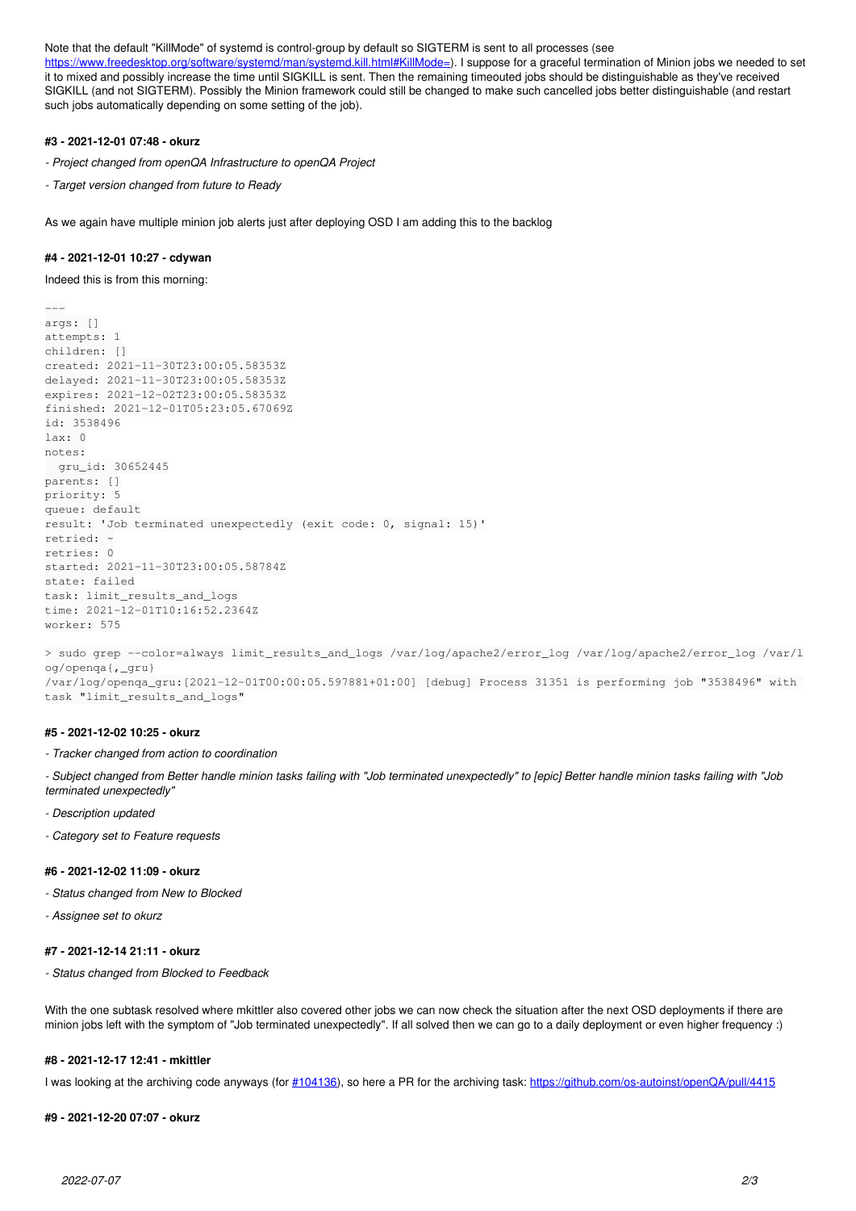Note that the default "KillMode" of systemd is control-group by default so SIGTERM is sent to all processes (see https://www.freedesktop.org/software/systemd/man/systemd.kill.html#KillMode=). I suppose for a graceful termination of Minion jobs we needed to set it to mixed and possibly increase the time until SIGKILL is sent. Then the remaining timeouted jobs should be distinguishable as they've received SIGKILL (and not SIGTERM). Possibly the Minion framework could still be changed to make such cancelled jobs better distinguishable (and restart such jobs automatically depending on some setting of the job).

#### #3 - 2021-12-01 07:48 - okurz

*- Project changed from openQA Infrastructure to openQA Project*

*- Target version changed from future to Ready*

As we again have multiple minion job alerts just after deploying OSD I am adding this to the backlog

#### #4 - 2021-12-01 10:27 - cdywan

Indeed this is from this morning:

```
---
args: []
attempts: 1
children: []
created: 2021-11-30T23:00:05.58353Z
delayed: 2021-11-30T23:00:05.58353Z
expires: 2021-12-02T23:00:05.58353Z
finished: 2021-12-01T05:23:05.67069Z
id: 3538496
lax: 0
notes:
  gru_id: 30652445
parents: []
priority: 5
queue: default
result: 'Job terminated unexpectedly (exit code: 0, signal: 15)'
retried: ~
retries: 0
started: 2021-11-30T23:00:05.58784Z
state: failed
task: limit_results_and_logs
time: 2021-12-01T10:16:52.2364Z
worker: 575
```

```
> sudo grep --color=always limit_results_and_logs /var/log/apache2/error_log /var/log/apache2/error_log /var/log/openqa{,_gru}
/var/log/openqa_gru:[2021-12-01T00:00:05.597881+01:00] [debug] Process 31351 is performing job "3538496" with task "limit_results_and_logs"
```

#### #5 - 2021-12-02 10:25 - okurz

*- Tracker changed from action to coordination*

*- Subject changed from Better handle minion tasks failing with "Job terminated unexpectedly" to [epic] Better handle minion tasks failing with "Job terminated unexpectedly"*

*- Description updated*

*- Category set to Feature requests*

#### #6 - 2021-12-02 11:09 - okurz

*- Status changed from New to Blocked*

*- Assignee set to okurz*

#### #7 - 2021-12-14 21:11 - okurz

*- Status changed from Blocked to Feedback*

With the one subtask resolved where mkittler also covered other jobs we can now check the situation after the next OSD deployments if there are minion jobs left with the symptom of "Job terminated unexpectedly". If all solved then we can go to a daily deployment or even higher frequency :)

#### #8 - 2021-12-17 12:41 - mkittler

I was looking at the archiving code anyways (for #104136), so here a PR for the archiving task: https://github.com/os-autoinst/openQA/pull/4415

#### #9 - 2021-12-20 07:07 - okurz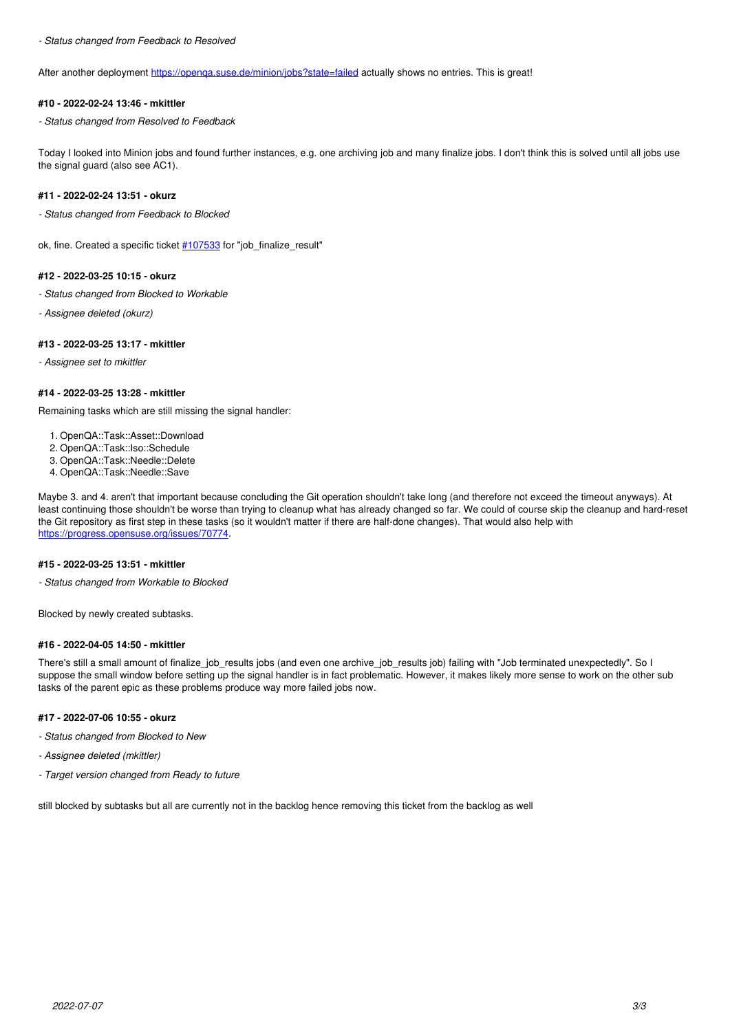*- Status changed from Feedback to Resolved*

After another deployment https://openqa.suse.de/minion/jobs?state=failed actually shows no entries. This is great!

#### #10 - 2022-02-24 13:46 - mkittler

*- Status changed from Resolved to Feedback*

Today I looked into Minion jobs and found further instances, e.g. one archiving job and many finalize jobs. I don't think this is solved until all jobs use the signal guard (also see AC1).

#### #11 - 2022-02-24 13:51 - okurz

*- Status changed from Feedback to Blocked*

ok, fine. Created a specific ticket #107533 for "job_finalize_result"

#### #12 - 2022-03-25 10:15 - okurz

*- Status changed from Blocked to Workable*

*- Assignee deleted (okurz)*

#### #13 - 2022-03-25 13:17 - mkittler

*- Assignee set to mkittler*

#### #14 - 2022-03-25 13:28 - mkittler

Remaining tasks which are still missing the signal handler:

1. OpenQA::Task::Asset::Download
2. OpenQA::Task::Iso::Schedule
3. OpenQA::Task::Needle::Delete
4. OpenQA::Task::Needle::Save

Maybe 3. and 4. aren't that important because concluding the Git operation shouldn't take long (and therefore not exceed the timeout anyways). At least continuing those shouldn't be worse than trying to cleanup what has already changed so far. We could of course skip the cleanup and hard-reset the Git repository as first step in these tasks (so it wouldn't matter if there are half-done changes). That would also help with https://progress.opensuse.org/issues/70774.

#### #15 - 2022-03-25 13:51 - mkittler

*- Status changed from Workable to Blocked*

Blocked by newly created subtasks.

#### #16 - 2022-04-05 14:50 - mkittler

There's still a small amount of finalize_job_results jobs (and even one archive_job_results job) failing with "Job terminated unexpectedly". So I suppose the small window before setting up the signal handler is in fact problematic. However, it makes likely more sense to work on the other sub tasks of the parent epic as these problems produce way more failed jobs now.

#### #17 - 2022-07-06 10:55 - okurz

*- Status changed from Blocked to New*

*- Assignee deleted (mkittler)*

*- Target version changed from Ready to future*

still blocked by subtasks but all are currently not in the backlog hence removing this ticket from the backlog as well